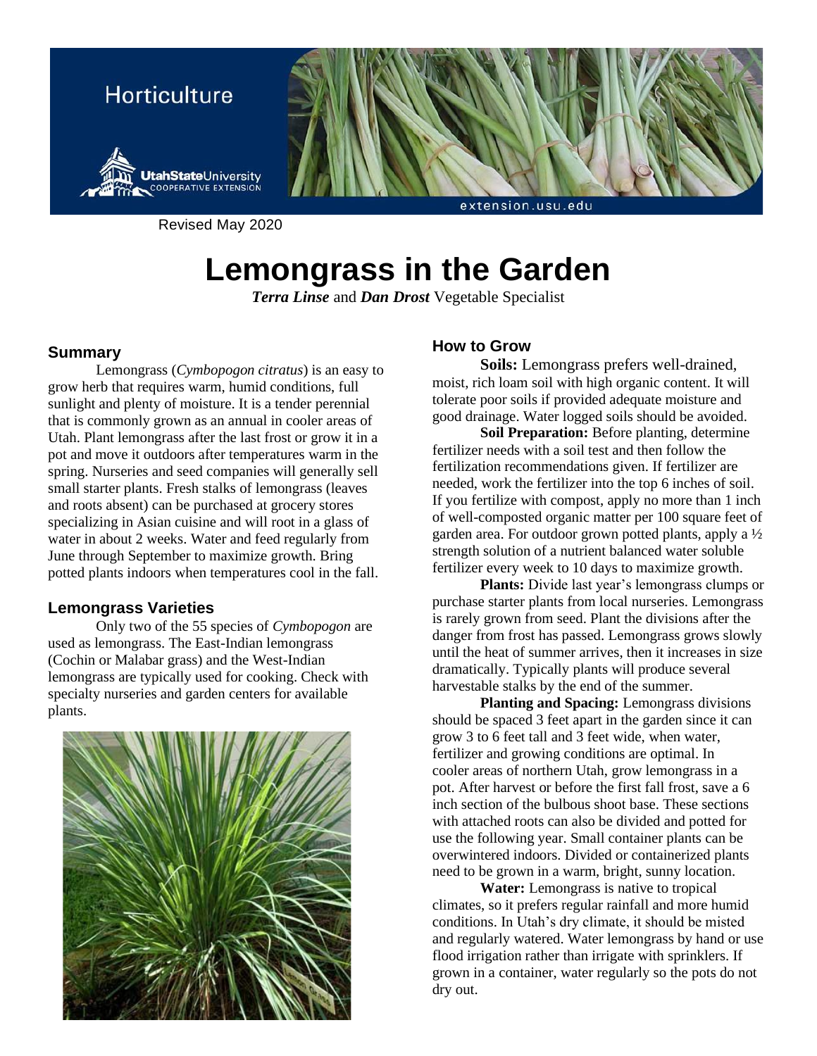Horticulture

Utah State University Cooperative Extension

extension.usu.edu

Revised May 2020

# Lemongrass in the Garden

***Terra Linse*** and ***Dan Drost*** Vegetable Specialist

## Summary

Lemongrass (*Cymbopogon citratus*) is an easy to grow herb that requires warm, humid conditions, full sunlight and plenty of moisture. It is a tender perennial that is commonly grown as an annual in cooler areas of Utah. Plant lemongrass after the last frost or grow it in a pot and move it outdoors after temperatures warm in the spring. Nurseries and seed companies will generally sell small starter plants. Fresh stalks of lemongrass (leaves and roots absent) can be purchased at grocery stores specializing in Asian cuisine and will root in a glass of water in about 2 weeks. Water and feed regularly from June through September to maximize growth. Bring potted plants indoors when temperatures cool in the fall.

## Lemongrass Varieties

Only two of the 55 species of *Cymbopogon* are used as lemongrass. The East-Indian lemongrass (Cochin or Malabar grass) and the West-Indian lemongrass are typically used for cooking. Check with specialty nurseries and garden centers for available plants.

## How to Grow

**Soils:** Lemongrass prefers well-drained, moist, rich loam soil with high organic content. It will tolerate poor soils if provided adequate moisture and good drainage. Water logged soils should be avoided.

**Soil Preparation:** Before planting, determine fertilizer needs with a soil test and then follow the fertilization recommendations given. If fertilizer are needed, work the fertilizer into the top 6 inches of soil. If you fertilize with compost, apply no more than 1 inch of well-composted organic matter per 100 square feet of garden area. For outdoor grown potted plants, apply a ½ strength solution of a nutrient balanced water soluble fertilizer every week to 10 days to maximize growth.

**Plants:** Divide last year's lemongrass clumps or purchase starter plants from local nurseries. Lemongrass is rarely grown from seed. Plant the divisions after the danger from frost has passed. Lemongrass grows slowly until the heat of summer arrives, then it increases in size dramatically. Typically plants will produce several harvestable stalks by the end of the summer.

**Planting and Spacing:** Lemongrass divisions should be spaced 3 feet apart in the garden since it can grow 3 to 6 feet tall and 3 feet wide, when water, fertilizer and growing conditions are optimal. In cooler areas of northern Utah, grow lemongrass in a pot. After harvest or before the first fall frost, save a 6 inch section of the bulbous shoot base. These sections with attached roots can also be divided and potted for use the following year. Small container plants can be overwintered indoors. Divided or containerized plants need to be grown in a warm, bright, sunny location.

**Water:** Lemongrass is native to tropical climates, so it prefers regular rainfall and more humid conditions. In Utah's dry climate, it should be misted and regularly watered. Water lemongrass by hand or use flood irrigation rather than irrigate with sprinklers. If grown in a container, water regularly so the pots do not dry out.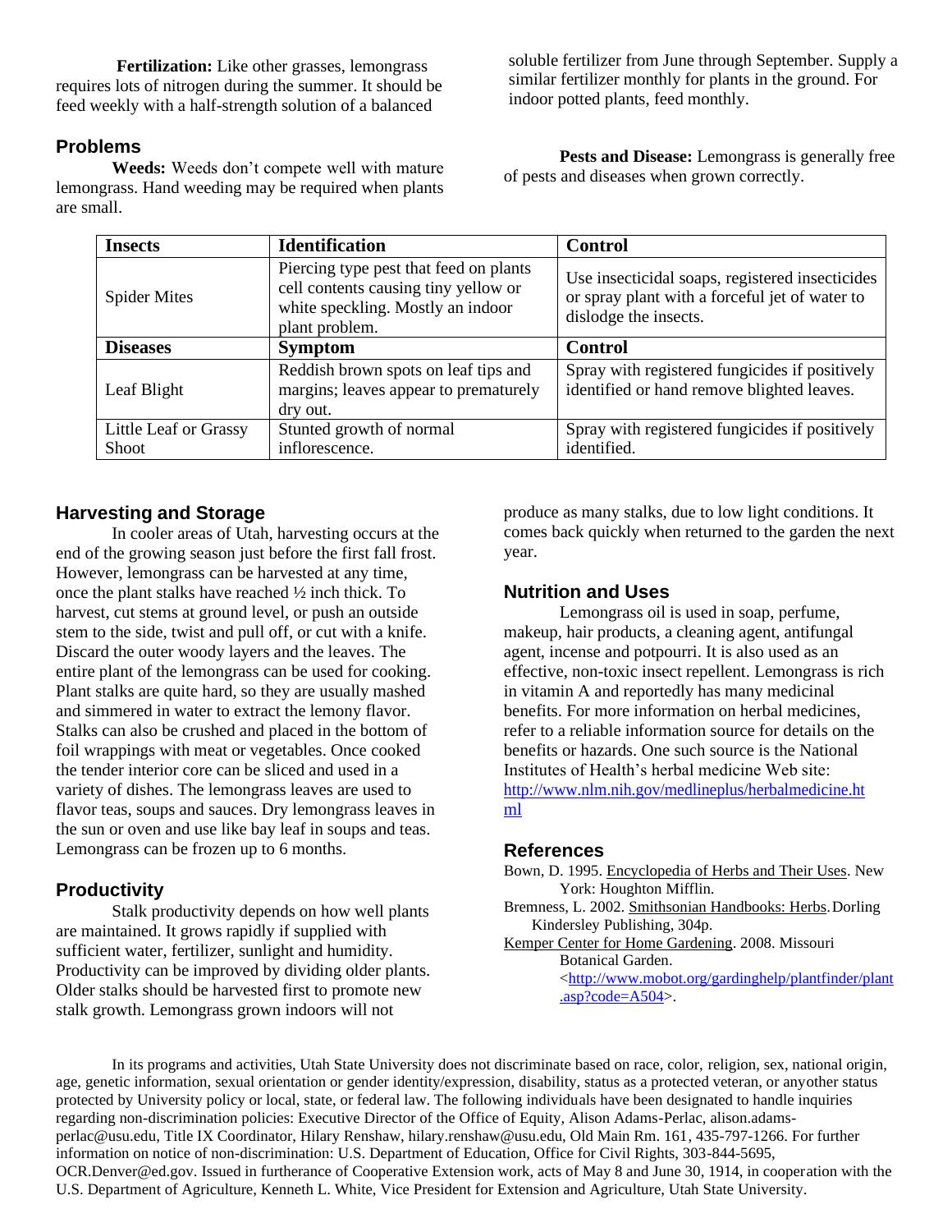**Fertilization:** Like other grasses, lemongrass requires lots of nitrogen during the summer. It should be feed weekly with a half-strength solution of a balanced soluble fertilizer from June through September. Supply a similar fertilizer monthly for plants in the ground. For indoor potted plants, feed monthly.

## Problems

**Weeds:** Weeds don't compete well with mature lemongrass. Hand weeding may be required when plants are small.

**Pests and Disease:** Lemongrass is generally free of pests and diseases when grown correctly.

| **Insects** | **Identification** | **Control** |
|---|---|---|
| Spider Mites | Piercing type pest that feed on plants cell contents causing tiny yellow or white speckling. Mostly an indoor plant problem. | Use insecticidal soaps, registered insecticides or spray plant with a forceful jet of water to dislodge the insects. |
| **Diseases** | **Symptom** | **Control** |
| Leaf Blight | Reddish brown spots on leaf tips and margins; leaves appear to prematurely dry out. | Spray with registered fungicides if positively identified or hand remove blighted leaves. |
| Little Leaf or Grassy Shoot | Stunted growth of normal inflorescence. | Spray with registered fungicides if positively identified. |

## Harvesting and Storage

In cooler areas of Utah, harvesting occurs at the end of the growing season just before the first fall frost. However, lemongrass can be harvested at any time, once the plant stalks have reached ½ inch thick. To harvest, cut stems at ground level, or push an outside stem to the side, twist and pull off, or cut with a knife. Discard the outer woody layers and the leaves. The entire plant of the lemongrass can be used for cooking. Plant stalks are quite hard, so they are usually mashed and simmered in water to extract the lemony flavor. Stalks can also be crushed and placed in the bottom of foil wrappings with meat or vegetables. Once cooked the tender interior core can be sliced and used in a variety of dishes. The lemongrass leaves are used to flavor teas, soups and sauces. Dry lemongrass leaves in the sun or oven and use like bay leaf in soups and teas. Lemongrass can be frozen up to 6 months.

## Productivity

Stalk productivity depends on how well plants are maintained. It grows rapidly if supplied with sufficient water, fertilizer, sunlight and humidity. Productivity can be improved by dividing older plants. Older stalks should be harvested first to promote new stalk growth. Lemongrass grown indoors will not produce as many stalks, due to low light conditions. It comes back quickly when returned to the garden the next year.

## Nutrition and Uses

Lemongrass oil is used in soap, perfume, makeup, hair products, a cleaning agent, antifungal agent, incense and potpourri. It is also used as an effective, non-toxic insect repellent. Lemongrass is rich in vitamin A and reportedly has many medicinal benefits. For more information on herbal medicines, refer to a reliable information source for details on the benefits or hazards. One such source is the National Institutes of Health's herbal medicine Web site: http://www.nlm.nih.gov/medlineplus/herbalmedicine.html

## References

Bown, D. 1995. Encyclopedia of Herbs and Their Uses. New York: Houghton Mifflin.

Bremness, L. 2002. Smithsonian Handbooks: Herbs. Dorling Kindersley Publishing, 304p.

Kemper Center for Home Gardening. 2008. Missouri Botanical Garden. <http://www.mobot.org/gardinghelp/plantfinder/plant.asp?code=A504>.

In its programs and activities, Utah State University does not discriminate based on race, color, religion, sex, national origin, age, genetic information, sexual orientation or gender identity/expression, disability, status as a protected veteran, or anyother status protected by University policy or local, state, or federal law. The following individuals have been designated to handle inquiries regarding non-discrimination policies: Executive Director of the Office of Equity, Alison Adams-Perlac, alison.adams-perlac@usu.edu, Title IX Coordinator, Hilary Renshaw, hilary.renshaw@usu.edu, Old Main Rm. 161, 435-797-1266. For further information on notice of non-discrimination: U.S. Department of Education, Office for Civil Rights, 303-844-5695, OCR.Denver@ed.gov. Issued in furtherance of Cooperative Extension work, acts of May 8 and June 30, 1914, in cooperation with the U.S. Department of Agriculture, Kenneth L. White, Vice President for Extension and Agriculture, Utah State University.